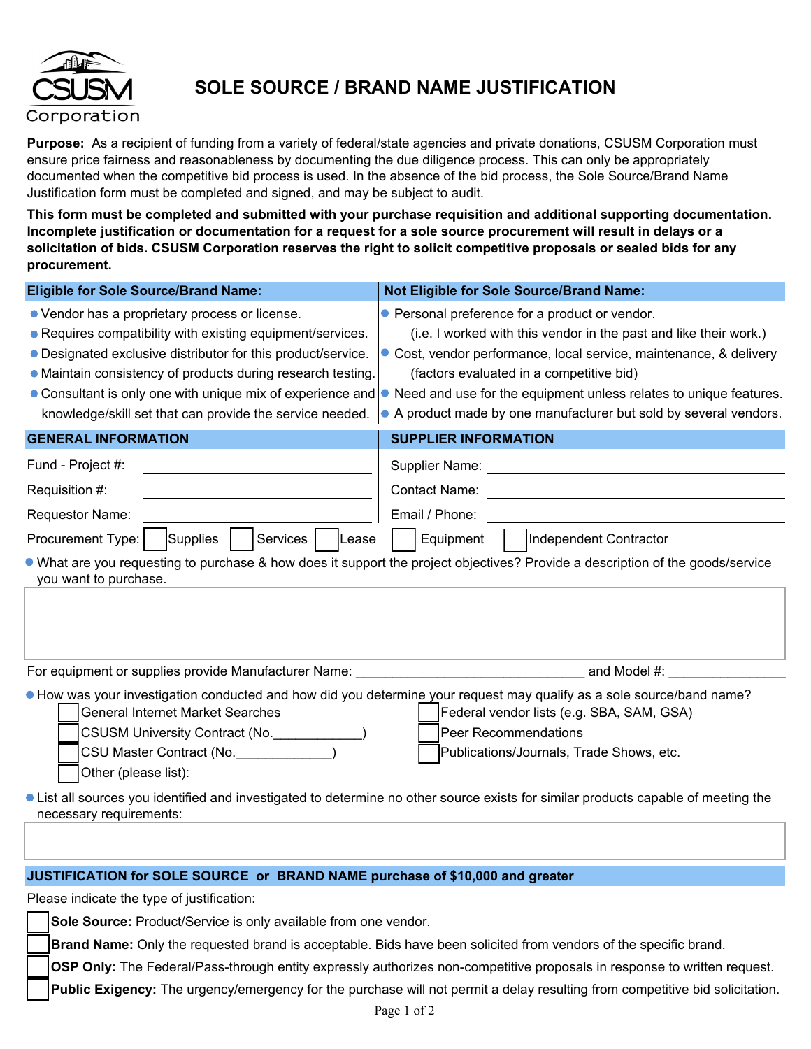CSUSM Corporation

# SOLE SOURCE / BRAND NAME JUSTIFICATION

**Purpose:** As a recipient of funding from a variety of federal/state agencies and private donations, CSUSM Corporation must ensure price fairness and reasonableness by documenting the due diligence process. This can only be appropriately documented when the competitive bid process is used. In the absence of the bid process, the Sole Source/Brand Name Justification form must be completed and signed, and may be subject to audit.

**This form must be completed and submitted with your purchase requisition and additional supporting documentation. Incomplete justification or documentation for a request for a sole source procurement will result in delays or a solicitation of bids. CSUSM Corporation reserves the right to solicit competitive proposals or sealed bids for any procurement.**

| Eligible for Sole Source/Brand Name: | Not Eligible for Sole Source/Brand Name: |
|---|---|
| • Vendor has a proprietary process or license. | • Personal preference for a product or vendor. (i.e. I worked with this vendor in the past and like their work.) |
| • Requires compatibility with existing equipment/services. | • Cost, vendor performance, local service, maintenance, & delivery (factors evaluated in a competitive bid) |
| • Designated exclusive distributor for this product/service. | • Need and use for the equipment unless relates to unique features. |
| • Maintain consistency of products during research testing. | • A product made by one manufacturer but sold by several vendors. |
| • Consultant is only one with unique mix of experience and knowledge/skill set that can provide the service needed. | |

| GENERAL INFORMATION | | SUPPLIER INFORMATION | |
|---|---|---|---|
| Fund - Project #: | | Supplier Name: | |
| Requisition #: | | Contact Name: | |
| Requestor Name: | | Email / Phone: | |

Procurement Type: ☐ Supplies ☐ Services ☐ Lease ☐ Equipment ☐ Independent Contractor

- What are you requesting to purchase & how does it support the project objectives? Provide a description of the goods/service you want to purchase.

For equipment or supplies provide Manufacturer Name: ______________________________ and Model #: _______________

- How was your investigation conducted and how did you determine your request may qualify as a sole source/band name?
  - ☐ General Internet Market Searches
  - ☐ CSUSM University Contract (No.____________)
  - ☐ CSU Master Contract (No._____________)
  - ☐ Other (please list):
  - ☐ Federal vendor lists (e.g. SBA, SAM, GSA)
  - ☐ Peer Recommendations
  - ☐ Publications/Journals, Trade Shows, etc.

- List all sources you identified and investigated to determine no other source exists for similar products capable of meeting the necessary requirements:

## JUSTIFICATION for SOLE SOURCE or BRAND NAME purchase of $10,000 and greater

Please indicate the type of justification:

- ☐ **Sole Source:** Product/Service is only available from one vendor.
- ☐ **Brand Name:** Only the requested brand is acceptable. Bids have been solicited from vendors of the specific brand.
- ☐ **OSP Only:** The Federal/Pass-through entity expressly authorizes non-competitive proposals in response to written request.
- ☐ **Public Exigency:** The urgency/emergency for the purchase will not permit a delay resulting from competitive bid solicitation.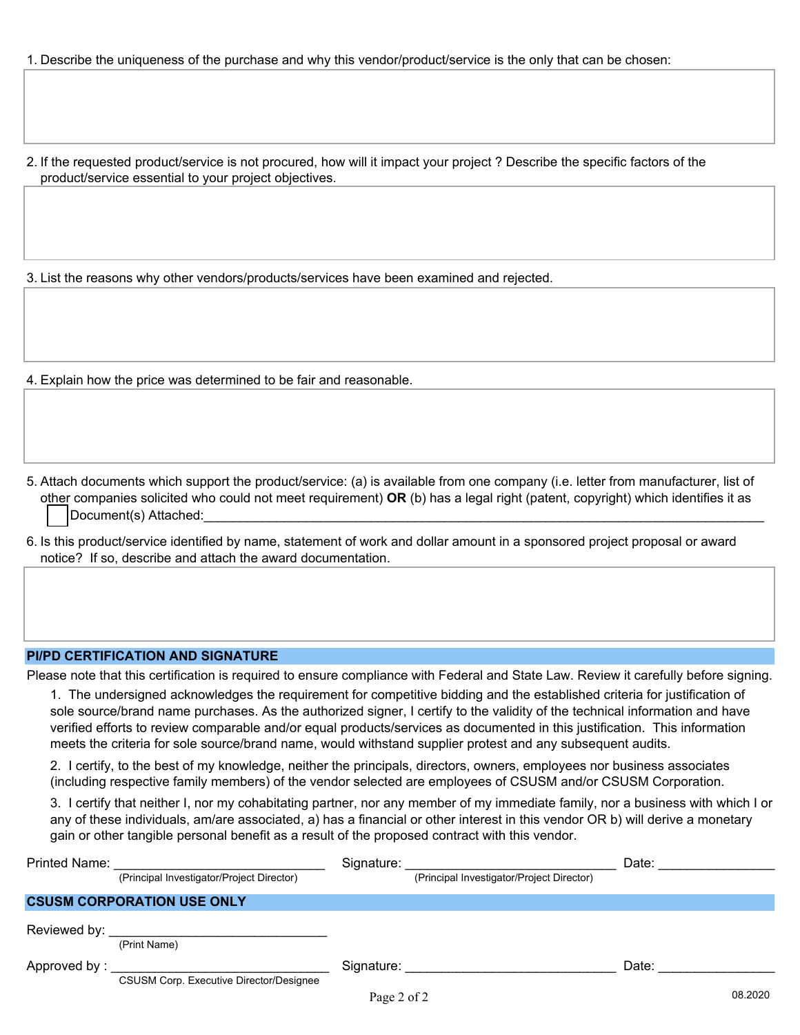1. Describe the uniqueness of the purchase and why this vendor/product/service is the only that can be chosen:

2. If the requested product/service is not procured, how will it impact your project ? Describe the specific factors of the product/service essential to your project objectives.

3. List the reasons why other vendors/products/services have been examined and rejected.

4. Explain how the price was determined to be fair and reasonable.

5. Attach documents which support the product/service: (a) is available from one company (i.e. letter from manufacturer, list of other companies solicited who could not meet requirement) **OR** (b) has a legal right (patent, copyright) which identifies it as

☐ Document(s) Attached:\_\_\_\_\_\_\_\_\_\_\_\_\_\_\_\_\_\_\_\_\_\_\_\_\_\_\_\_\_\_\_\_\_\_\_\_\_\_\_\_\_\_\_\_\_\_\_\_\_\_\_\_\_\_\_\_\_\_\_\_

6. Is this product/service identified by name, statement of work and dollar amount in a sponsored project proposal or award notice? If so, describe and attach the award documentation.

## PI/PD CERTIFICATION AND SIGNATURE

Please note that this certification is required to ensure compliance with Federal and State Law. Review it carefully before signing.

1. The undersigned acknowledges the requirement for competitive bidding and the established criteria for justification of sole source/brand name purchases. As the authorized signer, I certify to the validity of the technical information and have verified efforts to review comparable and/or equal products/services as documented in this justification. This information meets the criteria for sole source/brand name, would withstand supplier protest and any subsequent audits.

2. I certify, to the best of my knowledge, neither the principals, directors, owners, employees nor business associates (including respective family members) of the vendor selected are employees of CSUSM and/or CSUSM Corporation.

3. I certify that neither I, nor my cohabitating partner, nor any member of my immediate family, nor a business with which I or any of these individuals, am/are associated, a) has a financial or other interest in this vendor OR b) will derive a monetary gain or other tangible personal benefit as a result of the proposed contract with this vendor.

Printed Name: \_\_\_\_\_\_\_\_\_\_\_\_\_\_\_\_\_\_\_\_\_\_\_\_\_\_\_\_ Signature: \_\_\_\_\_\_\_\_\_\_\_\_\_\_\_\_\_\_\_\_\_\_\_\_\_\_\_\_ Date: \_\_\_\_\_\_\_\_\_\_\_\_\_\_\_

(Principal Investigator/Project Director) (Principal Investigator/Project Director)

## CSUSM CORPORATION USE ONLY

Reviewed by: \_\_\_\_\_\_\_\_\_\_\_\_\_\_\_\_\_\_\_\_\_\_\_\_\_\_\_\_

(Print Name)

Approved by : \_\_\_\_\_\_\_\_\_\_\_\_\_\_\_\_\_\_\_\_\_\_\_\_\_\_\_\_ Signature: \_\_\_\_\_\_\_\_\_\_\_\_\_\_\_\_\_\_\_\_\_\_\_\_\_\_\_\_ Date: \_\_\_\_\_\_\_\_\_\_\_\_\_\_\_

CSUSM Corp. Executive Director/Designee

08.2020